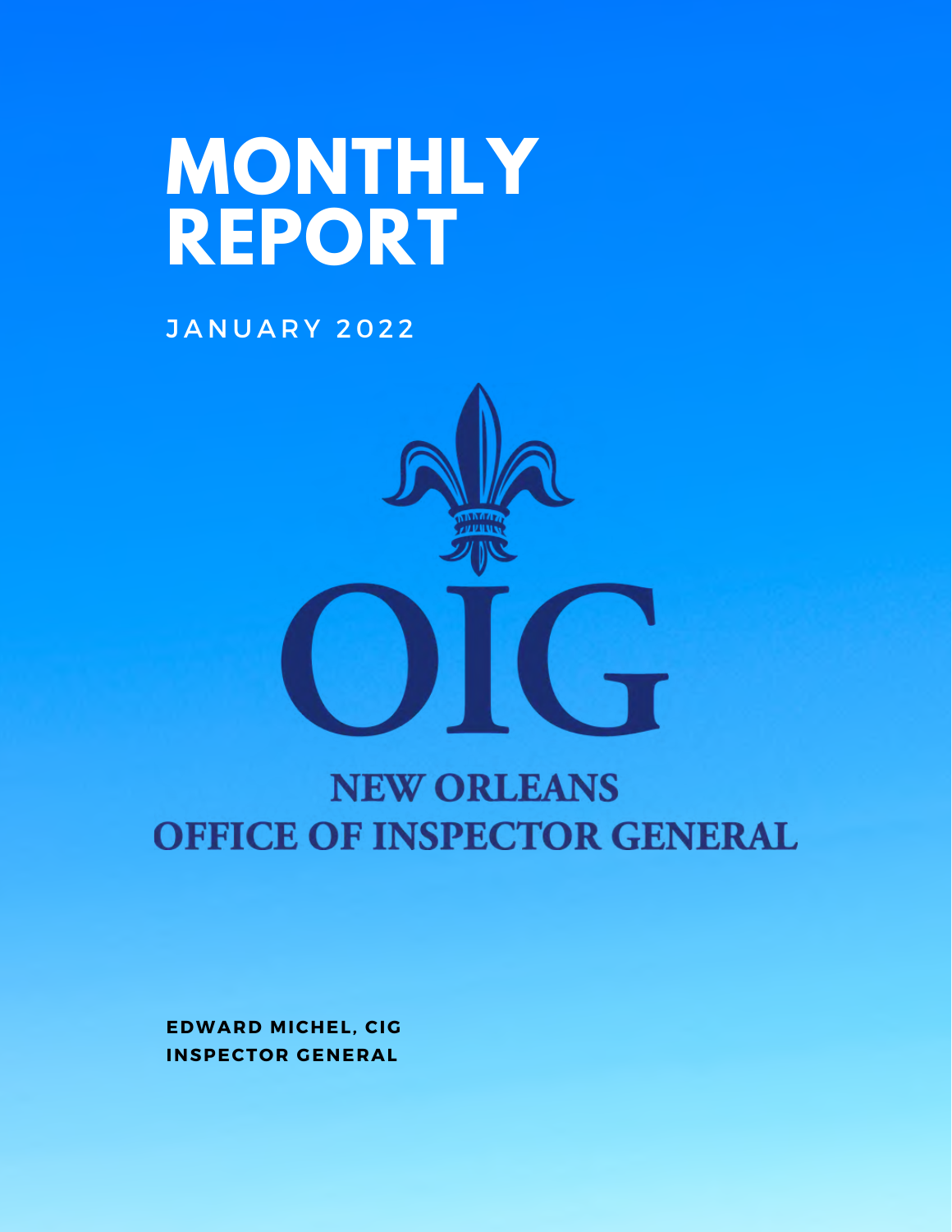# MONTHLY REPORT

JANUARY 2022

OIG

NEW ORLEANS
OFFICE OF INSPECTOR GENERAL

**EDWARD MICHEL, CIG**
**INSPECTOR GENERAL**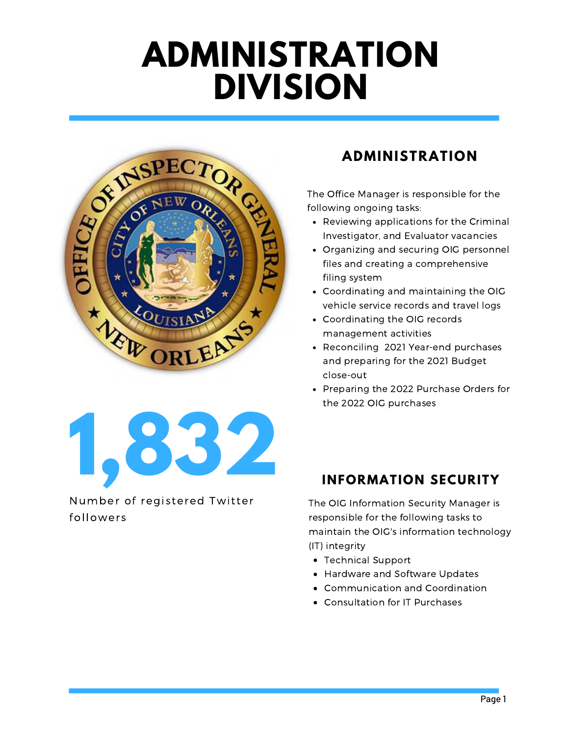# ADMINISTRATION DIVISION

**1,832**

Number of registered Twitter followers

## ADMINISTRATION

The Office Manager is responsible for the following ongoing tasks:

- Reviewing applications for the Criminal Investigator, and Evaluator vacancies
- Organizing and securing OIG personnel files and creating a comprehensive filing system
- Coordinating and maintaining the OIG vehicle service records and travel logs
- Coordinating the OIG records management activities
- Reconciling 2021 Year-end purchases and preparing for the 2021 Budget close-out
- Preparing the 2022 Purchase Orders for the 2022 OIG purchases

## INFORMATION SECURITY

The OIG Information Security Manager is responsible for the following tasks to maintain the OIG's information technology (IT) integrity

- Technical Support
- Hardware and Software Updates
- Communication and Coordination
- Consultation for IT Purchases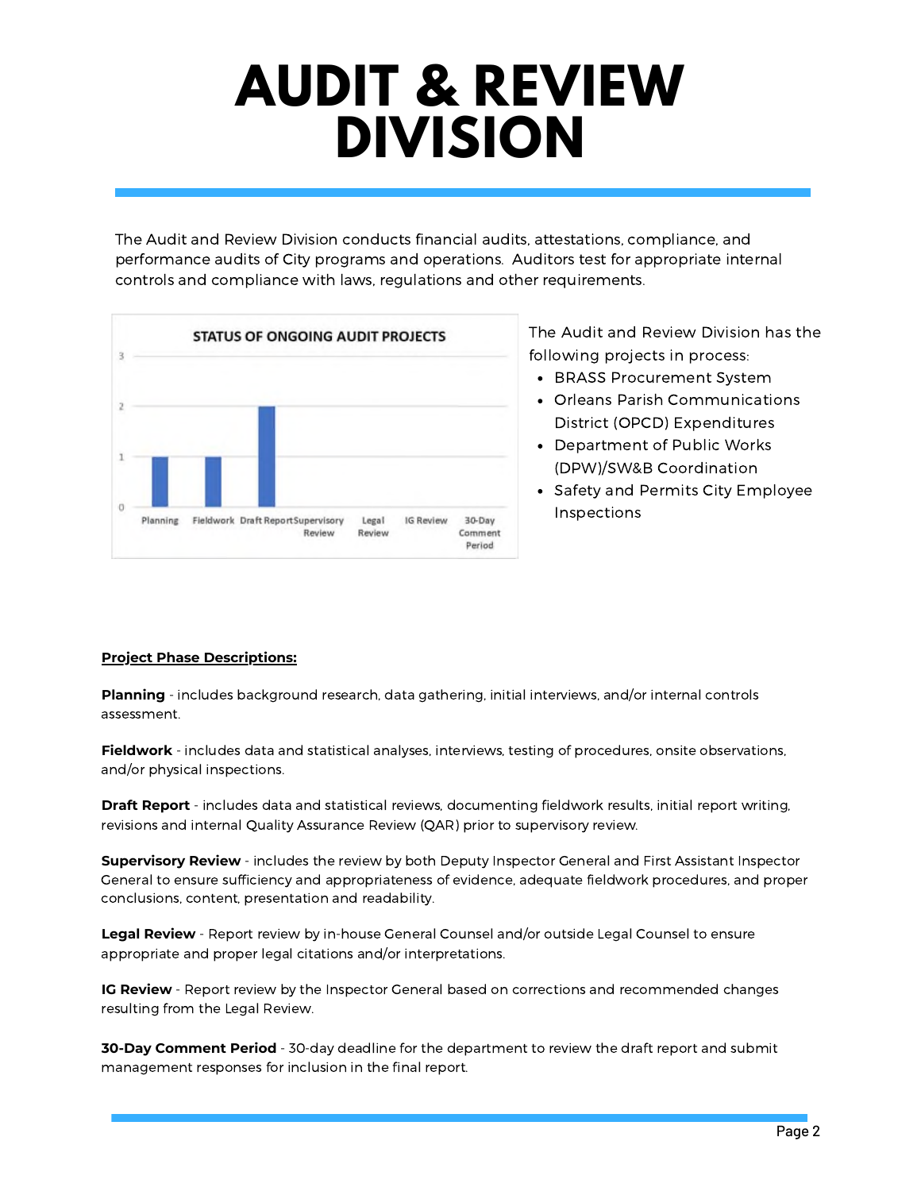# AUDIT & REVIEW DIVISION

The Audit and Review Division conducts financial audits, attestations, compliance, and performance audits of City programs and operations. Auditors test for appropriate internal controls and compliance with laws, regulations and other requirements.

**STATUS OF ONGOING AUDIT PROJECTS**

| Phase | Projects |
|---|---|
| Planning | 1 |
| Fieldwork | 1 |
| Draft Report | 2 |
| Supervisory Review | 0 |
| Legal Review | 0 |
| IG Review | 0 |
| 30-Day Comment Period | 0 |

The Audit and Review Division has the following projects in process:

- BRASS Procurement System
- Orleans Parish Communications District (OPCD) Expenditures
- Department of Public Works (DPW)/SW&B Coordination
- Safety and Permits City Employee Inspections

**Project Phase Descriptions:**

**Planning** - includes background research, data gathering, initial interviews, and/or internal controls assessment.

**Fieldwork** - includes data and statistical analyses, interviews, testing of procedures, onsite observations, and/or physical inspections.

**Draft Report** - includes data and statistical reviews, documenting fieldwork results, initial report writing, revisions and internal Quality Assurance Review (QAR) prior to supervisory review.

**Supervisory Review** - includes the review by both Deputy Inspector General and First Assistant Inspector General to ensure sufficiency and appropriateness of evidence, adequate fieldwork procedures, and proper conclusions, content, presentation and readability.

**Legal Review** - Report review by in-house General Counsel and/or outside Legal Counsel to ensure appropriate and proper legal citations and/or interpretations.

**IG Review** - Report review by the Inspector General based on corrections and recommended changes resulting from the Legal Review.

**30-Day Comment Period** - 30-day deadline for the department to review the draft report and submit management responses for inclusion in the final report.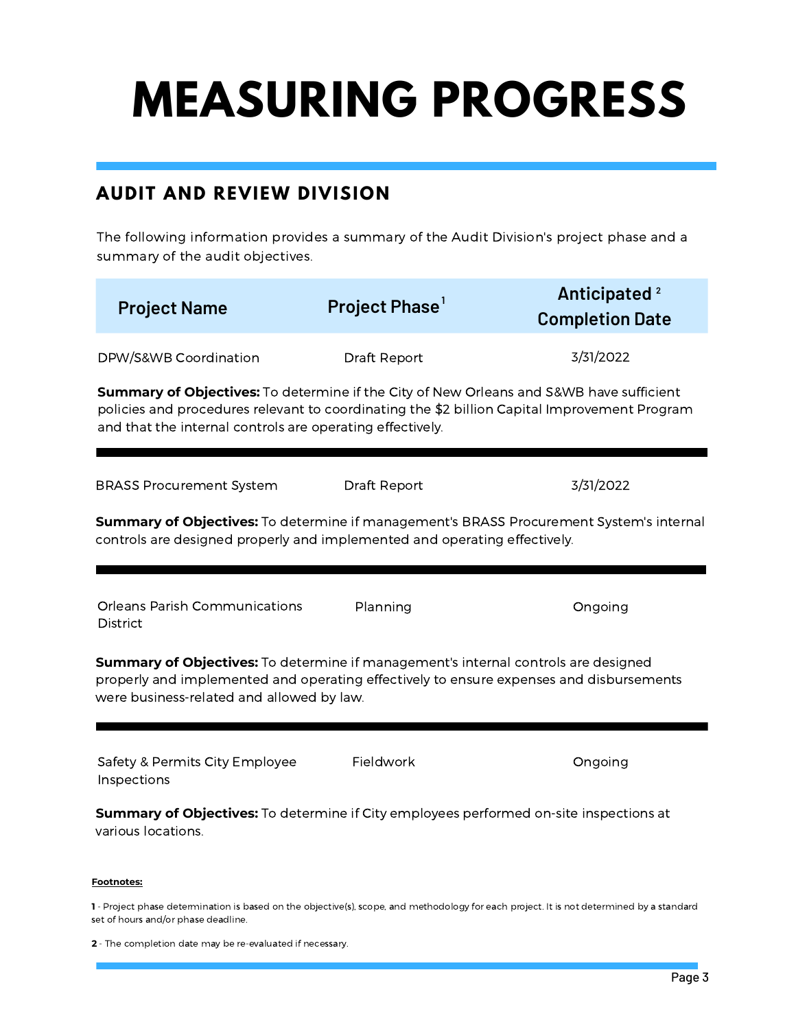# MEASURING PROGRESS

## AUDIT AND REVIEW DIVISION

The following information provides a summary of the Audit Division's project phase and a summary of the audit objectives.

| Project Name | Project Phase [1] | Anticipated [2] Completion Date |
|---|---|---|
| DPW/S&WB Coordination | Draft Report | 3/31/2022 |

**Summary of Objectives:** To determine if the City of New Orleans and S&WB have sufficient policies and procedures relevant to coordinating the $2 billion Capital Improvement Program and that the internal controls are operating effectively.

| Project Name | Project Phase [1] | Anticipated [2] Completion Date |
|---|---|---|
| BRASS Procurement System | Draft Report | 3/31/2022 |

**Summary of Objectives:** To determine if management's BRASS Procurement System's internal controls are designed properly and implemented and operating effectively.

| Project Name | Project Phase [1] | Anticipated [2] Completion Date |
|---|---|---|
| Orleans Parish Communications District | Planning | Ongoing |

**Summary of Objectives:** To determine if management's internal controls are designed properly and implemented and operating effectively to ensure expenses and disbursements were business-related and allowed by law.

| Project Name | Project Phase [1] | Anticipated [2] Completion Date |
|---|---|---|
| Safety & Permits City Employee Inspections | Fieldwork | Ongoing |

**Summary of Objectives:** To determine if City employees performed on-site inspections at various locations.

**Footnotes:**

**1** - Project phase determination is based on the objective(s), scope, and methodology for each project. It is not determined by a standard set of hours and/or phase deadline.

**2** - The completion date may be re-evaluated if necessary.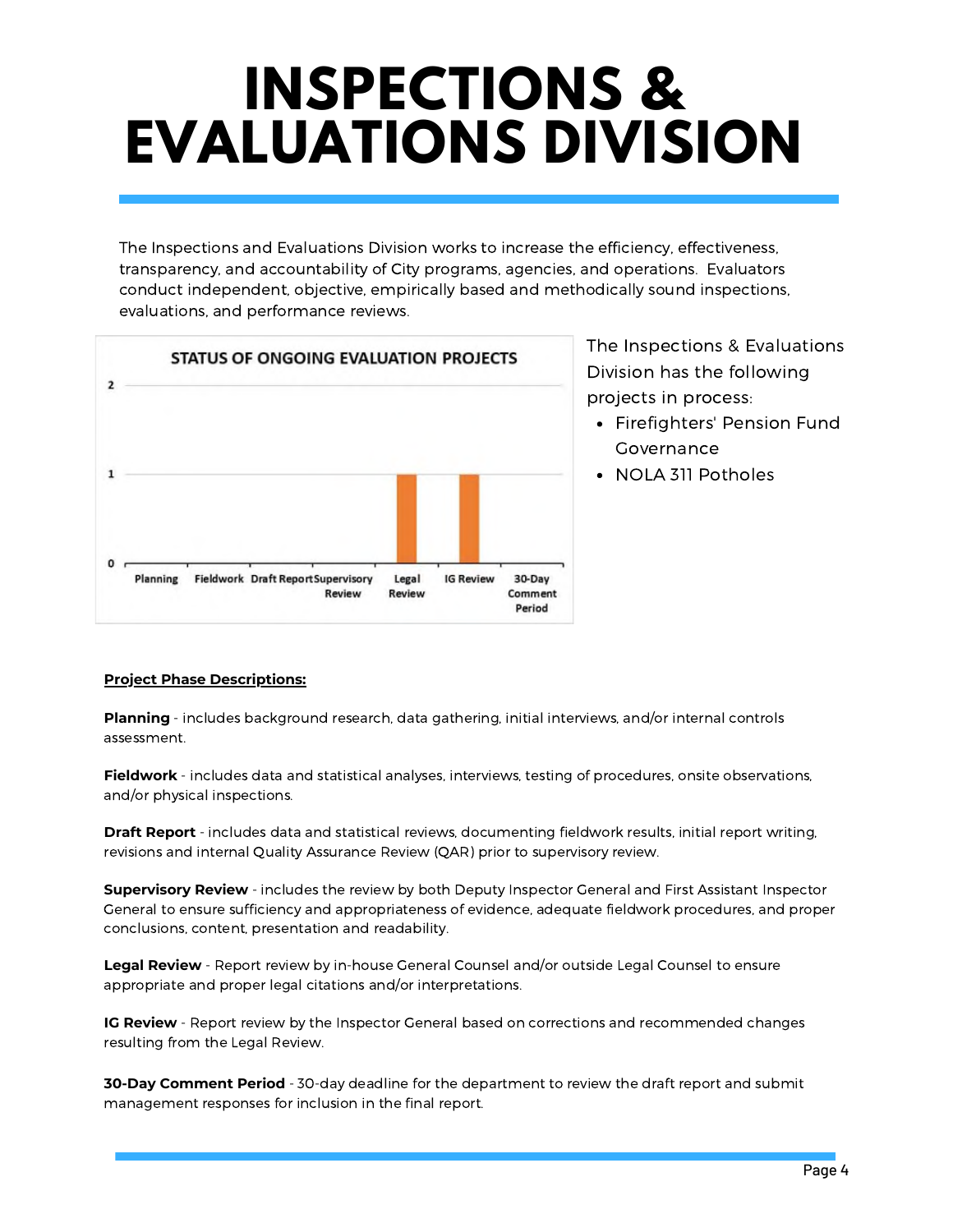# INSPECTIONS & EVALUATIONS DIVISION

The Inspections and Evaluations Division works to increase the efficiency, effectiveness, transparency, and accountability of City programs, agencies, and operations. Evaluators conduct independent, objective, empirically based and methodically sound inspections, evaluations, and performance reviews.

**STATUS OF ONGOING EVALUATION PROJECTS**

| Planning | Fieldwork | Draft Report | Supervisory Review | Legal Review | IG Review | 30-Day Comment Period |
|---|---|---|---|---|---|---|
| 0 | 0 | 0 | 0 | 1 | 1 | 0 |

The Inspections & Evaluations Division has the following projects in process:

- Firefighters' Pension Fund Governance
- NOLA 311 Potholes

<u>**Project Phase Descriptions:**</u>

**Planning** - includes background research, data gathering, initial interviews, and/or internal controls assessment.

**Fieldwork** - includes data and statistical analyses, interviews, testing of procedures, onsite observations, and/or physical inspections.

**Draft Report** - includes data and statistical reviews, documenting fieldwork results, initial report writing, revisions and internal Quality Assurance Review (QAR) prior to supervisory review.

**Supervisory Review** - includes the review by both Deputy Inspector General and First Assistant Inspector General to ensure sufficiency and appropriateness of evidence, adequate fieldwork procedures, and proper conclusions, content, presentation and readability.

**Legal Review** - Report review by in-house General Counsel and/or outside Legal Counsel to ensure appropriate and proper legal citations and/or interpretations.

**IG Review** - Report review by the Inspector General based on corrections and recommended changes resulting from the Legal Review.

**30-Day Comment Period** - 30-day deadline for the department to review the draft report and submit management responses for inclusion in the final report.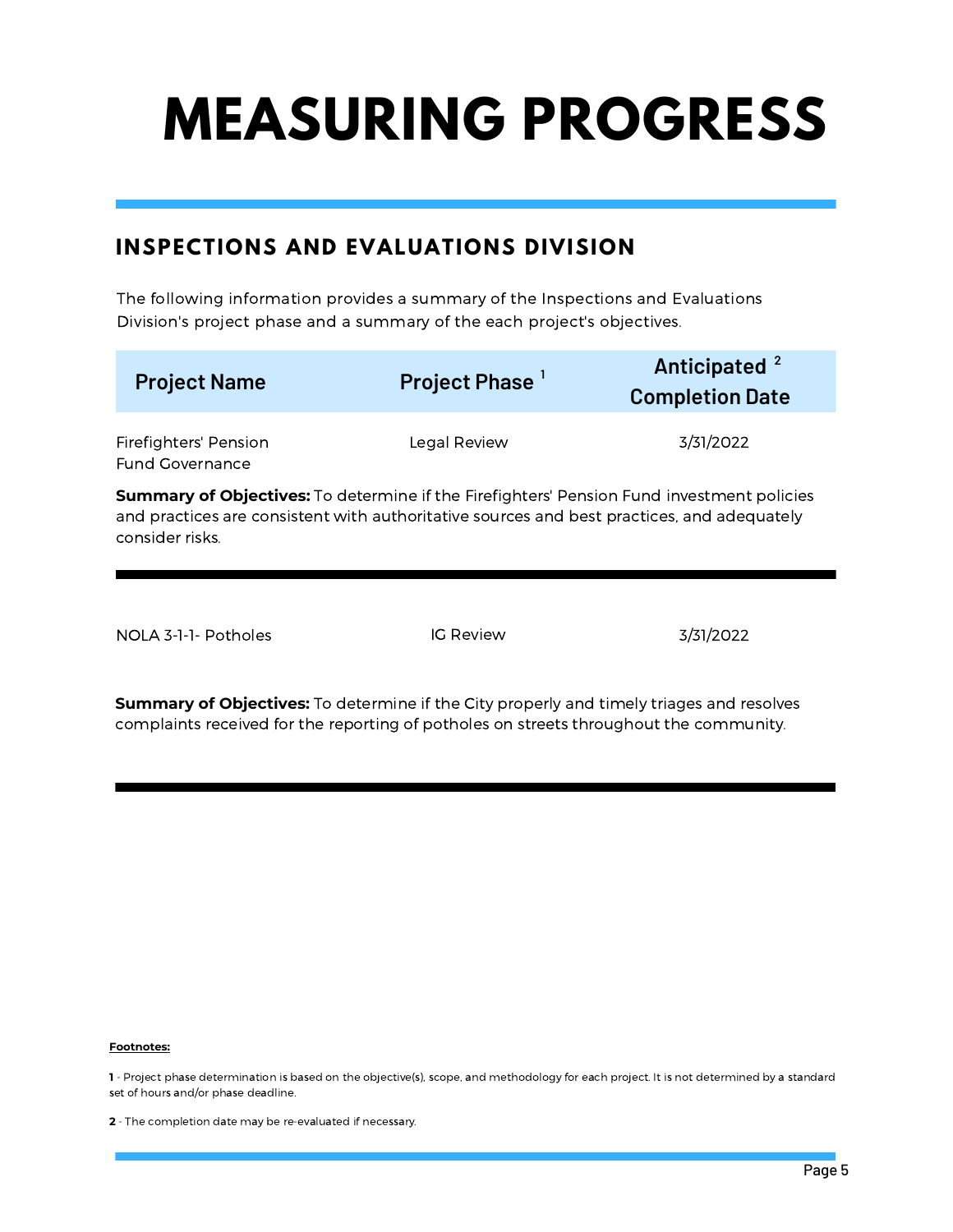# MEASURING PROGRESS

## INSPECTIONS AND EVALUATIONS DIVISION

The following information provides a summary of the Inspections and Evaluations Division's project phase and a summary of the each project's objectives.

| Project Name | Project Phase [1] | Anticipated [2] Completion Date |
| --- | --- | --- |
| Firefighters' Pension Fund Governance | Legal Review | 3/31/2022 |

**Summary of Objectives:** To determine if the Firefighters' Pension Fund investment policies and practices are consistent with authoritative sources and best practices, and adequately consider risks.

| Project Name | Project Phase [1] | Anticipated [2] Completion Date |
| --- | --- | --- |
| NOLA 3-1-1- Potholes | IG Review | 3/31/2022 |

**Summary of Objectives:** To determine if the City properly and timely triages and resolves complaints received for the reporting of potholes on streets throughout the community.

**Footnotes:**

**1** - Project phase determination is based on the objective(s), scope, and methodology for each project. It is not determined by a standard set of hours and/or phase deadline.

**2** - The completion date may be re-evaluated if necessary.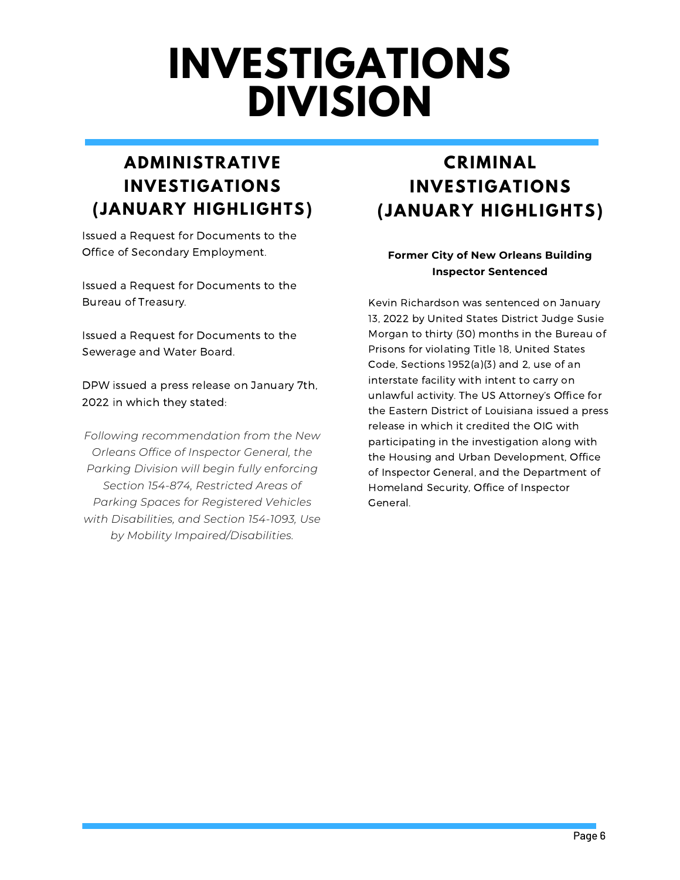# INVESTIGATIONS DIVISION

## ADMINISTRATIVE INVESTIGATIONS (JANUARY HIGHLIGHTS)

Issued a Request for Documents to the Office of Secondary Employment.

Issued a Request for Documents to the Bureau of Treasury.

Issued a Request for Documents to the Sewerage and Water Board.

DPW issued a press release on January 7th, 2022 in which they stated:

*Following recommendation from the New Orleans Office of Inspector General, the Parking Division will begin fully enforcing Section 154-874, Restricted Areas of Parking Spaces for Registered Vehicles with Disabilities, and Section 154-1093, Use by Mobility Impaired/Disabilities.*

## CRIMINAL INVESTIGATIONS (JANUARY HIGHLIGHTS)

**Former City of New Orleans Building Inspector Sentenced**

Kevin Richardson was sentenced on January 13, 2022 by United States District Judge Susie Morgan to thirty (30) months in the Bureau of Prisons for violating Title 18, United States Code, Sections 1952(a)(3) and 2, use of an interstate facility with intent to carry on unlawful activity. The US Attorney's Office for the Eastern District of Louisiana issued a press release in which it credited the OIG with participating in the investigation along with the Housing and Urban Development, Office of Inspector General, and the Department of Homeland Security, Office of Inspector General.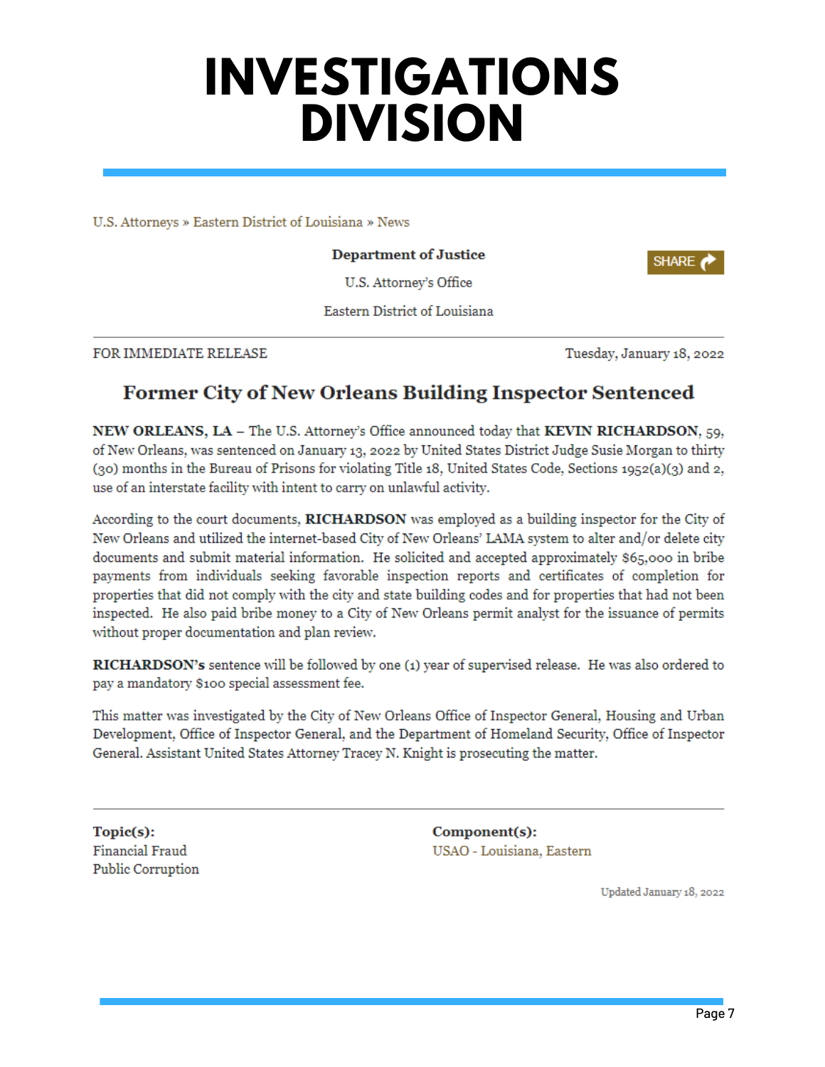# INVESTIGATIONS DIVISION

U.S. Attorneys » Eastern District of Louisiana » News

**Department of Justice**

U.S. Attorney's Office

Eastern District of Louisiana

SHARE

FOR IMMEDIATE RELEASE

Tuesday, January 18, 2022

## Former City of New Orleans Building Inspector Sentenced

**NEW ORLEANS, LA** – The U.S. Attorney's Office announced today that **KEVIN RICHARDSON**, 59, of New Orleans, was sentenced on January 13, 2022 by United States District Judge Susie Morgan to thirty (30) months in the Bureau of Prisons for violating Title 18, United States Code, Sections 1952(a)(3) and 2, use of an interstate facility with intent to carry on unlawful activity.

According to the court documents, **RICHARDSON** was employed as a building inspector for the City of New Orleans and utilized the internet-based City of New Orleans' LAMA system to alter and/or delete city documents and submit material information. He solicited and accepted approximately $65,000 in bribe payments from individuals seeking favorable inspection reports and certificates of completion for properties that did not comply with the city and state building codes and for properties that had not been inspected. He also paid bribe money to a City of New Orleans permit analyst for the issuance of permits without proper documentation and plan review.

**RICHARDSON's** sentence will be followed by one (1) year of supervised release. He was also ordered to pay a mandatory $100 special assessment fee.

This matter was investigated by the City of New Orleans Office of Inspector General, Housing and Urban Development, Office of Inspector General, and the Department of Homeland Security, Office of Inspector General. Assistant United States Attorney Tracey N. Knight is prosecuting the matter.

**Topic(s):**
Financial Fraud
Public Corruption

**Component(s):**
USAO - Louisiana, Eastern

Updated January 18, 2022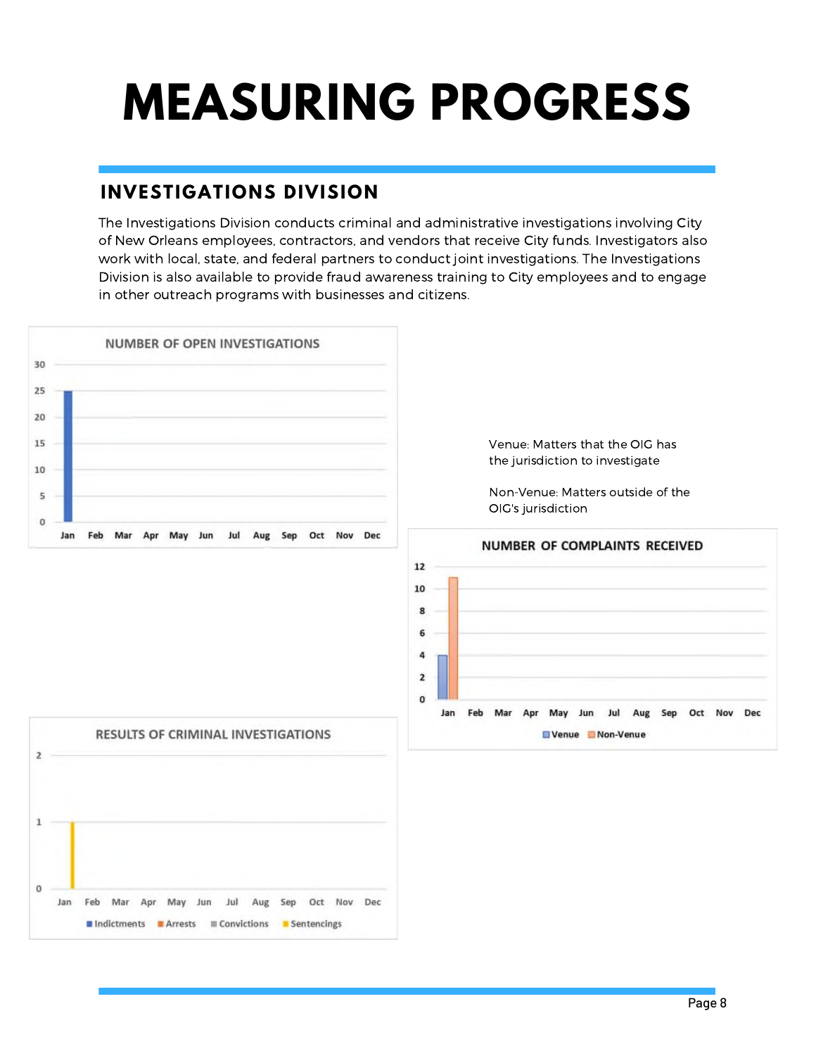# MEASURING PROGRESS

## INVESTIGATIONS DIVISION

The Investigations Division conducts criminal and administrative investigations involving City of New Orleans employees, contractors, and vendors that receive City funds. Investigators also work with local, state, and federal partners to conduct joint investigations. The Investigations Division is also available to provide fraud awareness training to City employees and to engage in other outreach programs with businesses and citizens.

NUMBER OF OPEN INVESTIGATIONS

Venue: Matters that the OIG has the jurisdiction to investigate

Non-Venue: Matters outside of the OIG's jurisdiction

NUMBER OF COMPLAINTS RECEIVED

RESULTS OF CRIMINAL INVESTIGATIONS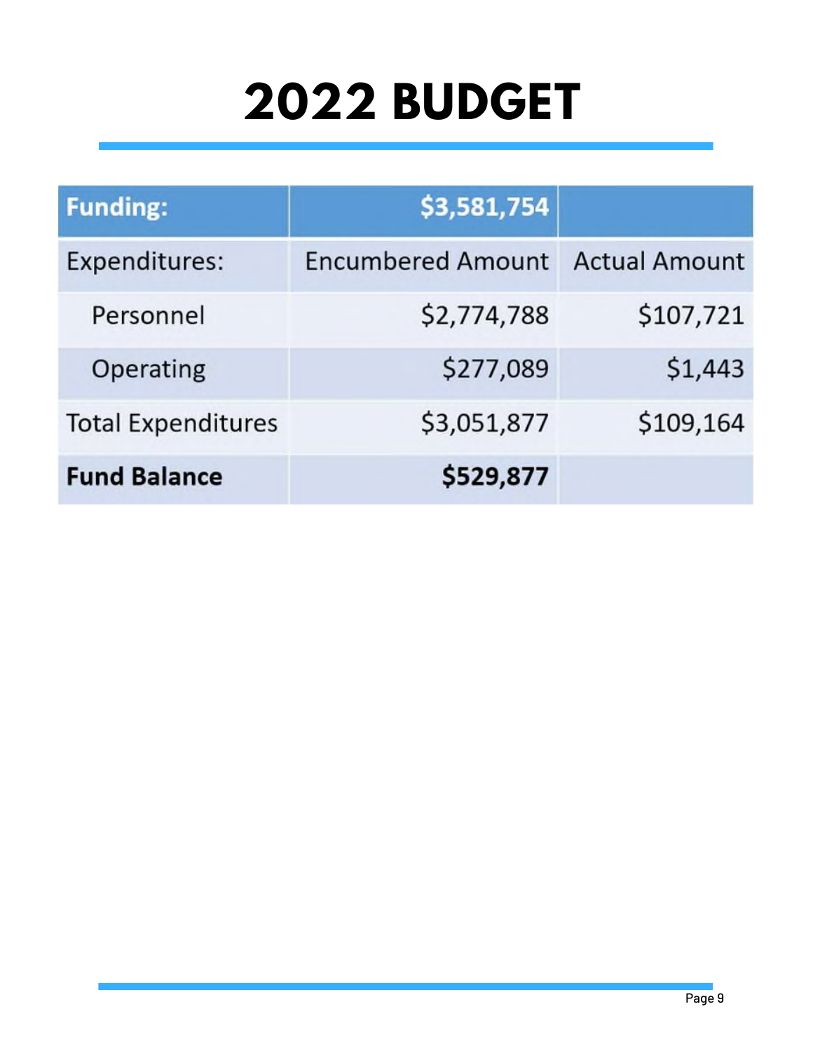# 2022 BUDGET

| **Funding:** | **$3,581,754** | |
| --- | --- | --- |
| Expenditures: | Encumbered Amount | Actual Amount |
| Personnel | $2,774,788 | $107,721 |
| Operating | $277,089 | $1,443 |
| Total Expenditures | $3,051,877 | $109,164 |
| **Fund Balance** | **$529,877** | |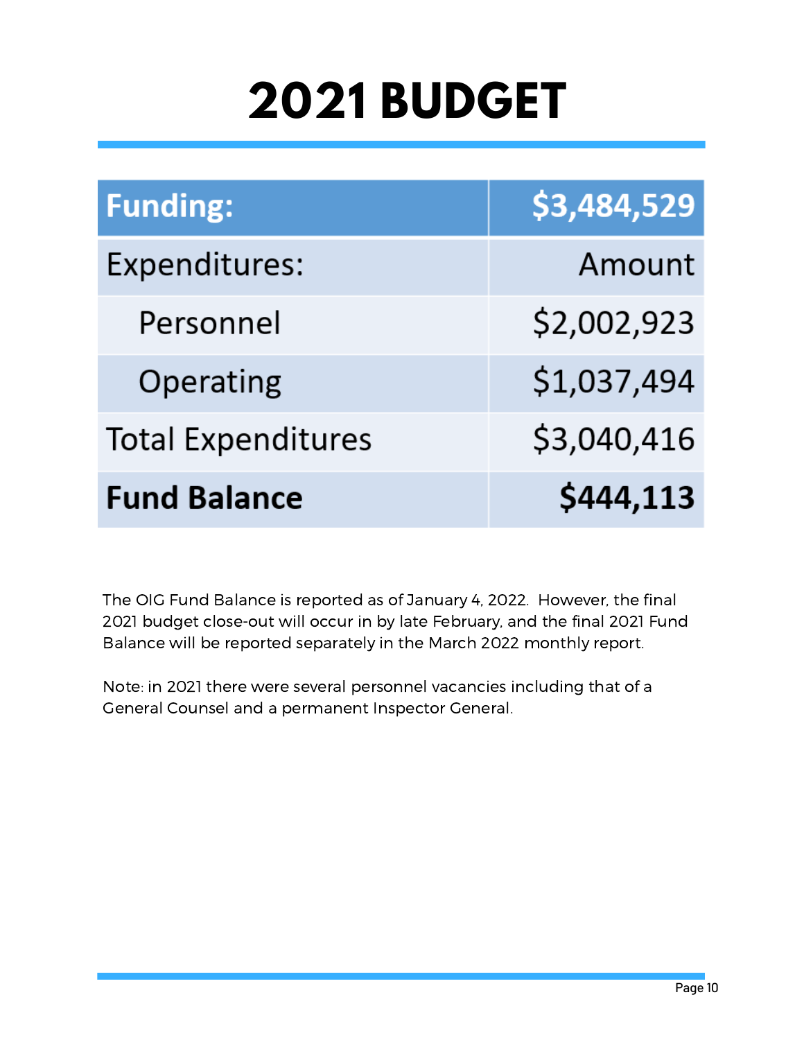# 2021 BUDGET

| **Funding:** | **$3,484,529** |
|---|---|
| Expenditures: | Amount |
| Personnel | $2,002,923 |
| Operating | $1,037,494 |
| Total Expenditures | $3,040,416 |
| **Fund Balance** | **$444,113** |

The OIG Fund Balance is reported as of January 4, 2022. However, the final 2021 budget close-out will occur in by late February, and the final 2021 Fund Balance will be reported separately in the March 2022 monthly report.

Note: in 2021 there were several personnel vacancies including that of a General Counsel and a permanent Inspector General.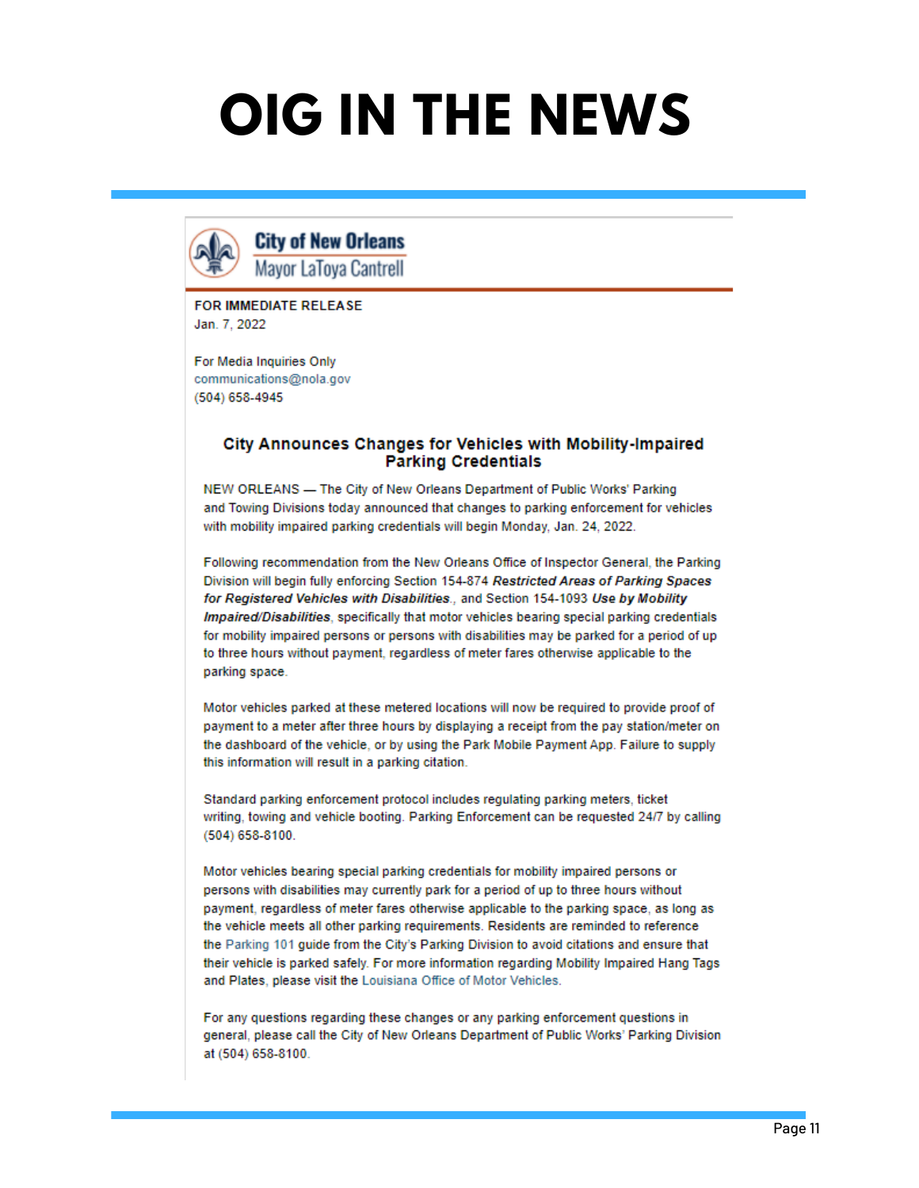# OIG IN THE NEWS

**City of New Orleans**
Mayor LaToya Cantrell

**FOR IMMEDIATE RELEASE**
Jan. 7, 2022

For Media Inquiries Only
communications@nola.gov
(504) 658-4945

### City Announces Changes for Vehicles with Mobility-Impaired Parking Credentials

NEW ORLEANS — The City of New Orleans Department of Public Works' Parking and Towing Divisions today announced that changes to parking enforcement for vehicles with mobility impaired parking credentials will begin Monday, Jan. 24, 2022.

Following recommendation from the New Orleans Office of Inspector General, the Parking Division will begin fully enforcing Section 154-874 ***Restricted Areas of Parking Spaces for Registered Vehicles with Disabilities***., and Section 154-1093 ***Use by Mobility Impaired/Disabilities***, specifically that motor vehicles bearing special parking credentials for mobility impaired persons or persons with disabilities may be parked for a period of up to three hours without payment, regardless of meter fares otherwise applicable to the parking space.

Motor vehicles parked at these metered locations will now be required to provide proof of payment to a meter after three hours by displaying a receipt from the pay station/meter on the dashboard of the vehicle, or by using the Park Mobile Payment App. Failure to supply this information will result in a parking citation.

Standard parking enforcement protocol includes regulating parking meters, ticket writing, towing and vehicle booting. Parking Enforcement can be requested 24/7 by calling (504) 658-8100.

Motor vehicles bearing special parking credentials for mobility impaired persons or persons with disabilities may currently park for a period of up to three hours without payment, regardless of meter fares otherwise applicable to the parking space, as long as the vehicle meets all other parking requirements. Residents are reminded to reference the Parking 101 guide from the City's Parking Division to avoid citations and ensure that their vehicle is parked safely. For more information regarding Mobility Impaired Hang Tags and Plates, please visit the Louisiana Office of Motor Vehicles.

For any questions regarding these changes or any parking enforcement questions in general, please call the City of New Orleans Department of Public Works' Parking Division at (504) 658-8100.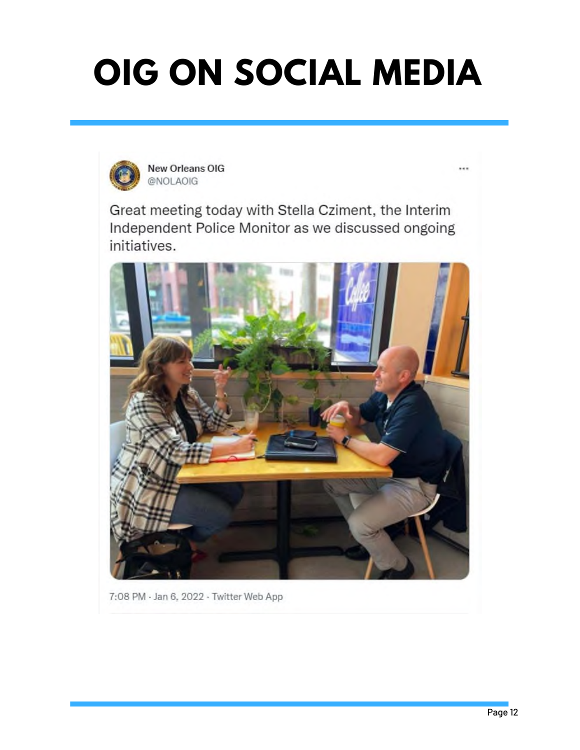# OIG ON SOCIAL MEDIA

New Orleans OIG
@NOLAOIG

Great meeting today with Stella Cziment, the Interim Independent Police Monitor as we discussed ongoing initiatives.

7:08 PM · Jan 6, 2022 · Twitter Web App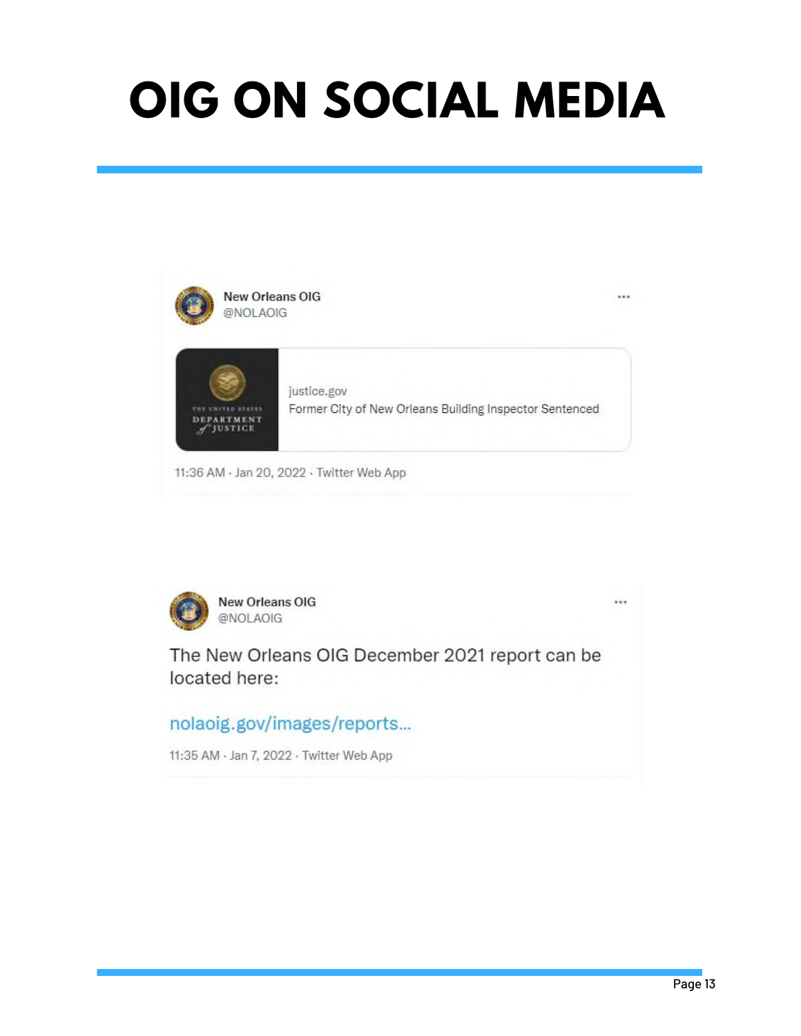# OIG ON SOCIAL MEDIA

New Orleans OIG
@NOLAOIG

THE UNITED STATES DEPARTMENT of JUSTICE

justice.gov
Former City of New Orleans Building Inspector Sentenced

11:36 AM · Jan 20, 2022 · Twitter Web App

New Orleans OIG
@NOLAOIG

The New Orleans OIG December 2021 report can be located here:

nolaoig.gov/images/reports...

11:35 AM · Jan 7, 2022 · Twitter Web App